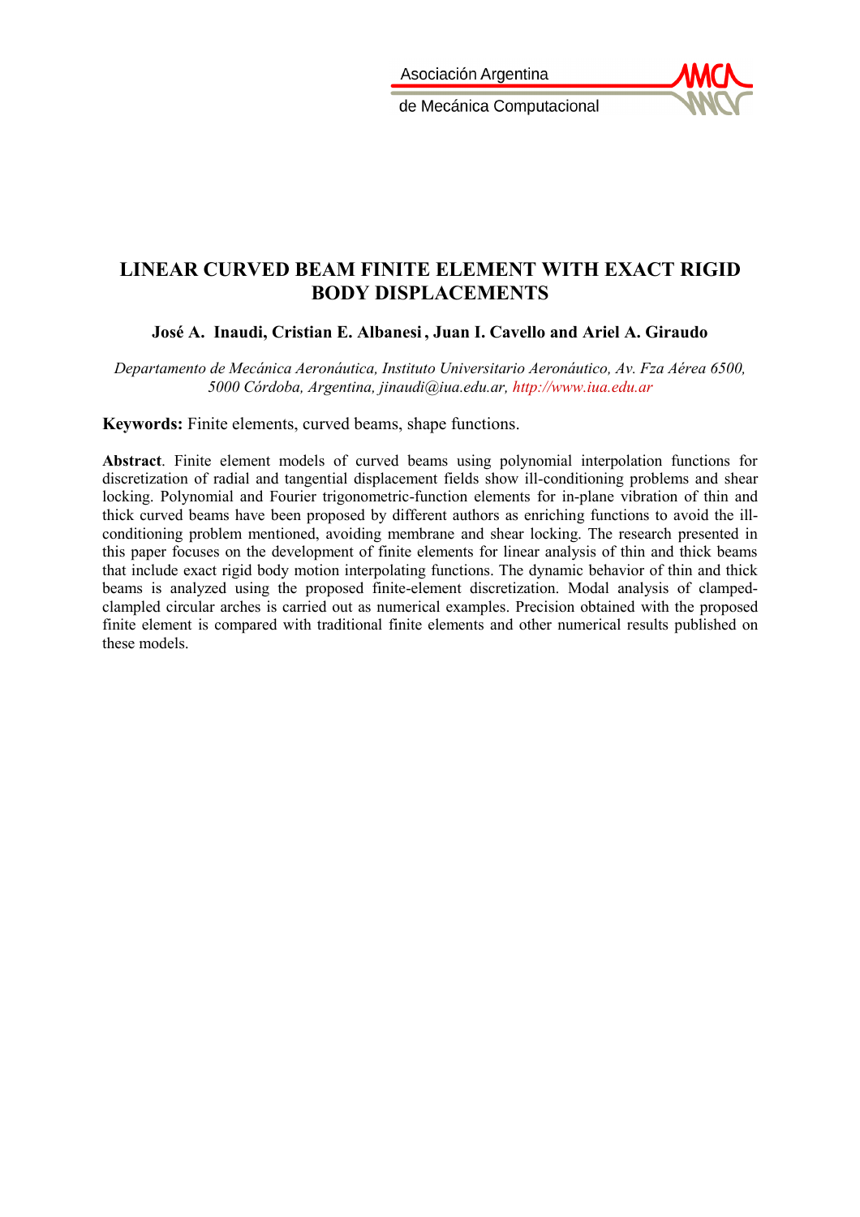# LINEAR CURVED BEAM FINITE ELEMENT WITH EXACT RIGID BODY DISPLACEMENTS

**José A. Inaudi, Cristian E. Albanesi , Juan I. Cavello and Ariel A. Giraudo**

*Departamento de Mecánica Aeronáutica, Instituto Universitario Aeronáutico, Av. Fza Aérea 6500, 5000 Córdoba, Argentina, jinaudi@iua.edu.ar, http://www.iua.edu.ar*

**Keywords:** Finite elements, curved beams, shape functions.

**Abstract**. Finite element models of curved beams using polynomial interpolation functions for discretization of radial and tangential displacement fields show ill-conditioning problems and shear locking. Polynomial and Fourier trigonometric-function elements for in-plane vibration of thin and thick curved beams have been proposed by different authors as enriching functions to avoid the ill-conditioning problem mentioned, avoiding membrane and shear locking. The research presented in this paper focuses on the development of finite elements for linear analysis of thin and thick beams that include exact rigid body motion interpolating functions. The dynamic behavior of thin and thick beams is analyzed using the proposed finite-element discretization. Modal analysis of clamped-clampled circular arches is carried out as numerical examples. Precision obtained with the proposed finite element is compared with traditional finite elements and other numerical results published on these models.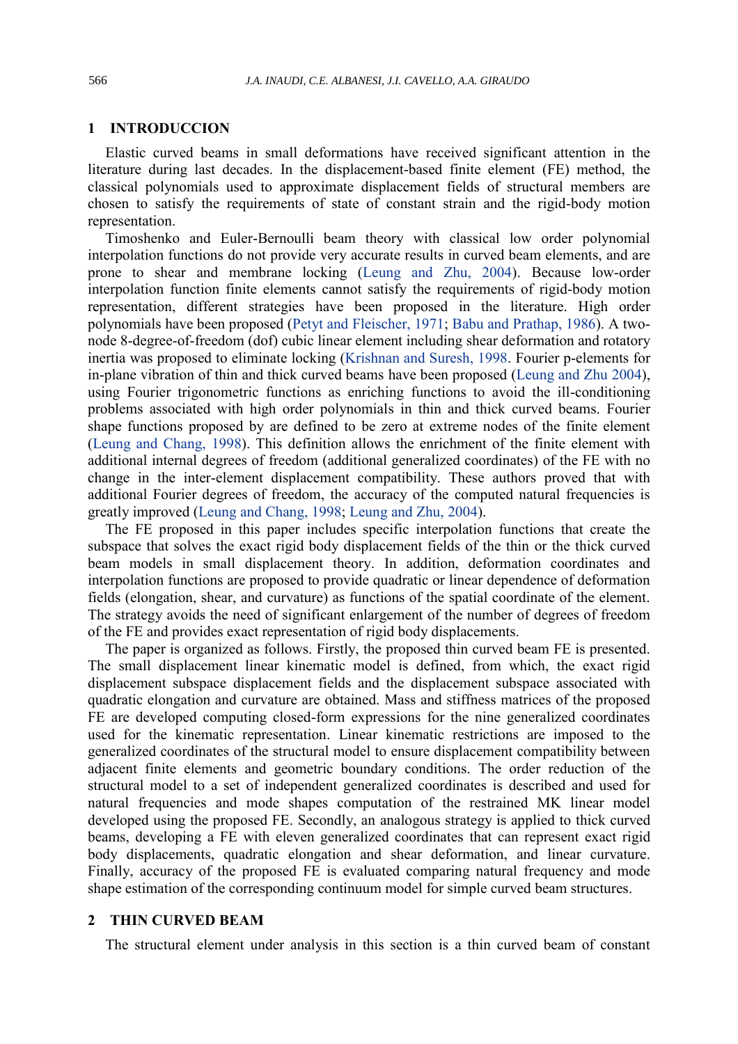## 1 INTRODUCCION

Elastic curved beams in small deformations have received significant attention in the literature during last decades. In the displacement-based finite element (FE) method, the classical polynomials used to approximate displacement fields of structural members are chosen to satisfy the requirements of state of constant strain and the rigid-body motion representation.

Timoshenko and Euler-Bernoulli beam theory with classical low order polynomial interpolation functions do not provide very accurate results in curved beam elements, and are prone to shear and membrane locking (Leung and Zhu, 2004). Because low-order interpolation function finite elements cannot satisfy the requirements of rigid-body motion representation, different strategies have been proposed in the literature. High order polynomials have been proposed (Petyt and Fleischer, 1971; Babu and Prathap, 1986). A two-node 8-degree-of-freedom (dof) cubic linear element including shear deformation and rotatory inertia was proposed to eliminate locking (Krishnan and Suresh, 1998. Fourier p-elements for in-plane vibration of thin and thick curved beams have been proposed (Leung and Zhu 2004), using Fourier trigonometric functions as enriching functions to avoid the ill-conditioning problems associated with high order polynomials in thin and thick curved beams. Fourier shape functions proposed by are defined to be zero at extreme nodes of the finite element (Leung and Chang, 1998). This definition allows the enrichment of the finite element with additional internal degrees of freedom (additional generalized coordinates) of the FE with no change in the inter-element displacement compatibility. These authors proved that with additional Fourier degrees of freedom, the accuracy of the computed natural frequencies is greatly improved (Leung and Chang, 1998; Leung and Zhu, 2004).

The FE proposed in this paper includes specific interpolation functions that create the subspace that solves the exact rigid body displacement fields of the thin or the thick curved beam models in small displacement theory. In addition, deformation coordinates and interpolation functions are proposed to provide quadratic or linear dependence of deformation fields (elongation, shear, and curvature) as functions of the spatial coordinate of the element. The strategy avoids the need of significant enlargement of the number of degrees of freedom of the FE and provides exact representation of rigid body displacements.

The paper is organized as follows. Firstly, the proposed thin curved beam FE is presented. The small displacement linear kinematic model is defined, from which, the exact rigid displacement subspace displacement fields and the displacement subspace associated with quadratic elongation and curvature are obtained. Mass and stiffness matrices of the proposed FE are developed computing closed-form expressions for the nine generalized coordinates used for the kinematic representation. Linear kinematic restrictions are imposed to the generalized coordinates of the structural model to ensure displacement compatibility between adjacent finite elements and geometric boundary conditions. The order reduction of the structural model to a set of independent generalized coordinates is described and used for natural frequencies and mode shapes computation of the restrained MK linear model developed using the proposed FE. Secondly, an analogous strategy is applied to thick curved beams, developing a FE with eleven generalized coordinates that can represent exact rigid body displacements, quadratic elongation and shear deformation, and linear curvature. Finally, accuracy of the proposed FE is evaluated comparing natural frequency and mode shape estimation of the corresponding continuum model for simple curved beam structures.

## 2 THIN CURVED BEAM

The structural element under analysis in this section is a thin curved beam of constant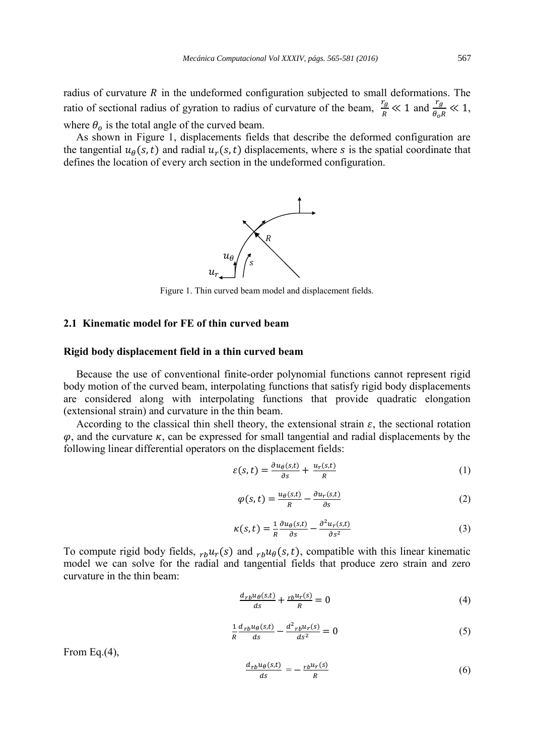radius of curvature $R$ in the undeformed configuration subjected to small deformations. The ratio of sectional radius of gyration to radius of curvature of the beam, $\frac{r_g}{R} \ll 1$ and $\frac{r_g}{\theta_o R} \ll 1$, where $\theta_o$ is the total angle of the curved beam.

As shown in Figure 1, displacements fields that describe the deformed configuration are the tangential $u_\theta(s,t)$ and radial $u_r(s,t)$ displacements, where $s$ is the spatial coordinate that defines the location of every arch section in the undeformed configuration.

Figure 1. Thin curved beam model and displacement fields.

### 2.1 Kinematic model for FE of thin curved beam

**Rigid body displacement field in a thin curved beam**

Because the use of conventional finite-order polynomial functions cannot represent rigid body motion of the curved beam, interpolating functions that satisfy rigid body displacements are considered along with interpolating functions that provide quadratic elongation (extensional strain) and curvature in the thin beam.

According to the classical thin shell theory, the extensional strain $\varepsilon$, the sectional rotation $\varphi$, and the curvature $\kappa$, can be expressed for small tangential and radial displacements by the following linear differential operators on the displacement fields:

$$\varepsilon(s,t) = \frac{\partial u_\theta(s,t)}{\partial s} + \frac{u_r(s,t)}{R} \tag{1}$$

$$\varphi(s,t) = \frac{u_\theta(s,t)}{R} - \frac{\partial u_r(s,t)}{\partial s} \tag{2}$$

$$\kappa(s,t) = \frac{1}{R}\frac{\partial u_\theta(s,t)}{\partial s} - \frac{\partial^2 u_r(s,t)}{\partial s^2} \tag{3}$$

To compute rigid body fields, ${}_{rb}u_r(s)$ and ${}_{rb}u_\theta(s,t)$, compatible with this linear kinematic model we can solve for the radial and tangential fields that produce zero strain and zero curvature in the thin beam:

$$\frac{d\,{}_{rb}u_\theta(s,t)}{ds} + \frac{{}_{rb}u_r(s)}{R} = 0 \tag{4}$$

$$\frac{1}{R}\frac{d\,{}_{rb}u_\theta(s,t)}{ds} - \frac{d^2\,{}_{rb}u_r(s)}{ds^2} = 0 \tag{5}$$

From Eq.(4),

$$\frac{d\,{}_{rb}u_\theta(s,t)}{ds} = -\frac{{}_{rb}u_r(s)}{R} \tag{6}$$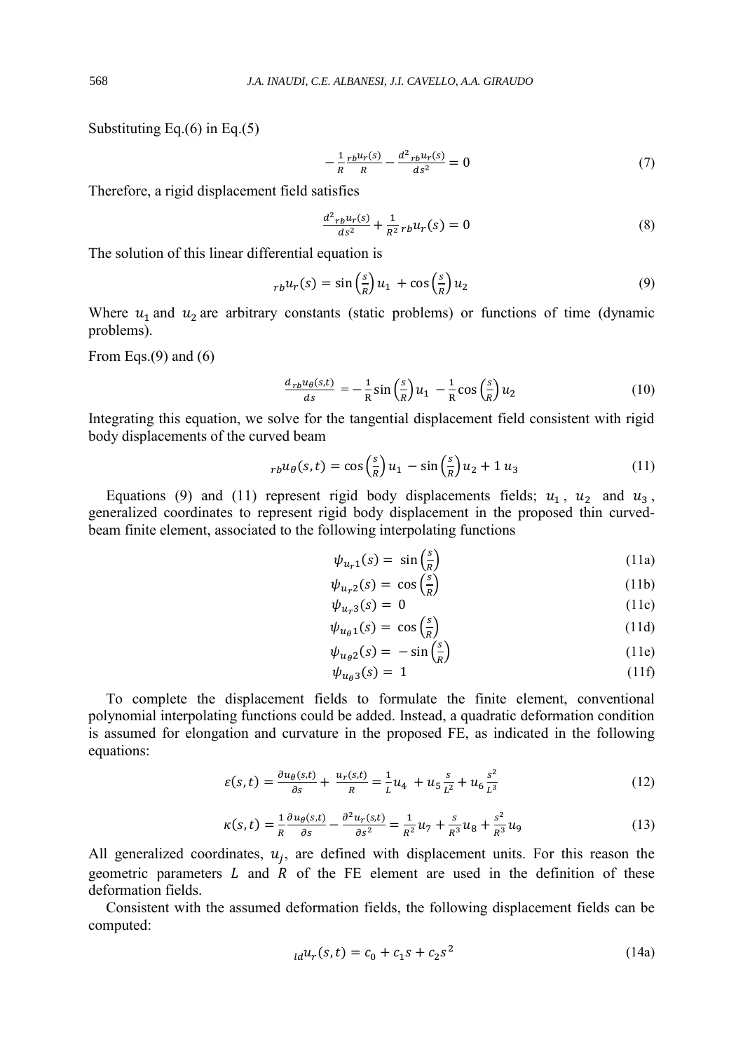Substituting Eq.(6) in Eq.(5)

$$-\frac{1}{R}\frac{{}_{rb}u_r(s)}{R}-\frac{d^2{}_{rb}u_r(s)}{ds^2}=0 \tag{7}$$

Therefore, a rigid displacement field satisfies

$$\frac{d^2{}_{rb}u_r(s)}{ds^2}+\frac{1}{R^2}{}_{rb}u_r(s)=0 \tag{8}$$

The solution of this linear differential equation is

$${}_{rb}u_r(s)=\sin\left(\frac{s}{R}\right)u_1+\cos\left(\frac{s}{R}\right)u_2 \tag{9}$$

Where $u_1$ and $u_2$ are arbitrary constants (static problems) or functions of time (dynamic problems).

From Eqs.(9) and (6)

$$\frac{d\,{}_{rb}u_\theta(s,t)}{ds}=-\frac{1}{\mathrm{R}}\sin\left(\frac{s}{R}\right)u_1-\frac{1}{\mathrm{R}}\cos\left(\frac{s}{R}\right)u_2 \tag{10}$$

Integrating this equation, we solve for the tangential displacement field consistent with rigid body displacements of the curved beam

$${}_{rb}u_\theta(s,t)=\cos\left(\frac{s}{R}\right)u_1-\sin\left(\frac{s}{R}\right)u_2+1\,u_3 \tag{11}$$

Equations (9) and (11) represent rigid body displacements fields; $u_1$, $u_2$ and $u_3$, generalized coordinates to represent rigid body displacement in the proposed thin curved-beam finite element, associated to the following interpolating functions

$$\psi_{u_r1}(s)=\sin\left(\frac{s}{R}\right) \tag{11a}$$

$$\psi_{u_r2}(s)=\cos\left(\frac{s}{R}\right) \tag{11b}$$

$$\psi_{u_r3}(s)=0 \tag{11c}$$

$$\psi_{u_\theta1}(s)=\cos\left(\frac{s}{R}\right) \tag{11d}$$

$$\psi_{u_\theta2}(s)=-\sin\left(\frac{s}{R}\right) \tag{11e}$$

$$\psi_{u_\theta3}(s)=1 \tag{11f}$$

To complete the displacement fields to formulate the finite element, conventional polynomial interpolating functions could be added. Instead, a quadratic deformation condition is assumed for elongation and curvature in the proposed FE, as indicated in the following equations:

$$\varepsilon(s,t)=\frac{\partial u_\theta(s,t)}{\partial s}+\frac{u_r(s,t)}{R}=\frac{1}{L}u_4+u_5\frac{s}{L^2}+u_6\frac{s^2}{L^3} \tag{12}$$

$$\kappa(s,t)=\frac{1}{R}\frac{\partial u_\theta(s,t)}{\partial s}-\frac{\partial^2 u_r(s,t)}{\partial s^2}=\frac{1}{R^2}u_7+\frac{s}{R^3}u_8+\frac{s^2}{R^3}u_9 \tag{13}$$

All generalized coordinates, $u_j$, are defined with displacement units. For this reason the geometric parameters $L$ and $R$ of the FE element are used in the definition of these deformation fields.

Consistent with the assumed deformation fields, the following displacement fields can be computed:

$${}_{ld}u_r(s,t)=c_0+c_1s+c_2s^2 \tag{14a}$$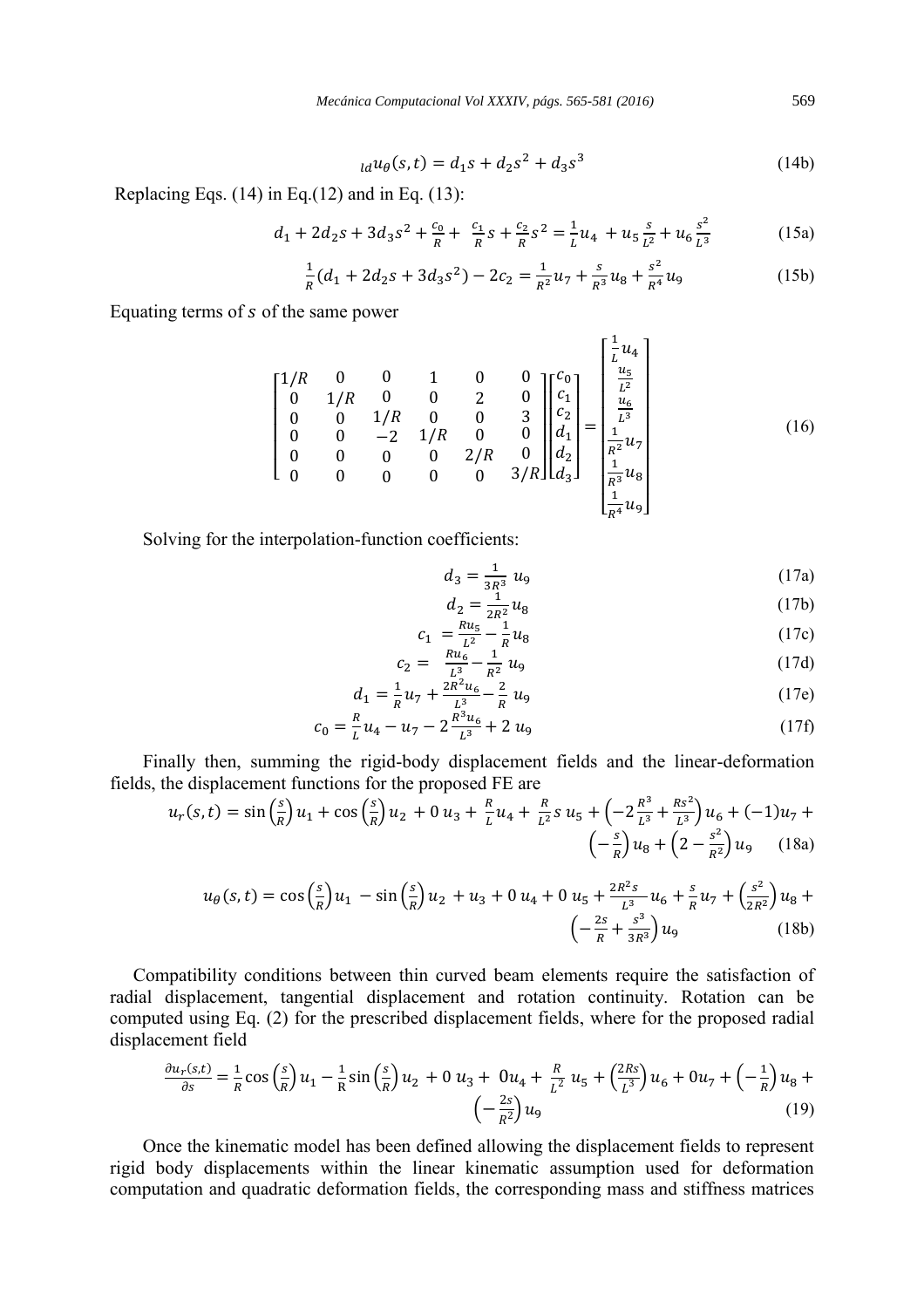$$ {}_{ld}u_{\theta}(s,t) = d_1 s + d_2 s^2 + d_3 s^3 \tag{14b} $$

Replacing Eqs. (14) in Eq.(12) and in Eq. (13):

$$ d_1 + 2d_2 s + 3d_3 s^2 + \frac{c_0}{R} + \frac{c_1}{R}s + \frac{c_2}{R}s^2 = \frac{1}{L}u_4 + u_5\frac{s}{L^2} + u_6\frac{s^2}{L^3} \tag{15a} $$

$$ \frac{1}{R}(d_1 + 2d_2 s + 3d_3 s^2) - 2c_2 = \frac{1}{R^2}u_7 + \frac{s}{R^3}u_8 + \frac{s^2}{R^4}u_9 \tag{15b} $$

Equating terms of $s$ of the same power

$$ \begin{bmatrix} 1/R & 0 & 0 & 1 & 0 & 0 \\ 0 & 1/R & 0 & 0 & 2 & 0 \\ 0 & 0 & 1/R & 0 & 0 & 3 \\ 0 & 0 & -2 & 1/R & 0 & 0 \\ 0 & 0 & 0 & 0 & 2/R & 0 \\ 0 & 0 & 0 & 0 & 0 & 3/R \end{bmatrix} \begin{bmatrix} c_0 \\ c_1 \\ c_2 \\ d_1 \\ d_2 \\ d_3 \end{bmatrix} = \begin{bmatrix} \frac{1}{L}u_4 \\ \frac{u_5}{L^2} \\ \frac{u_6}{L^3} \\ \frac{1}{R^2}u_7 \\ \frac{1}{R^3}u_8 \\ \frac{1}{R^4}u_9 \end{bmatrix} \tag{16} $$

Solving for the interpolation-function coefficients:

$$ d_3 = \frac{1}{3R^3}\,u_9 \tag{17a} $$

$$ d_2 = \frac{1}{2R^2}u_8 \tag{17b} $$

$$ c_1 = \frac{Ru_5}{L^2} - \frac{1}{R}u_8 \tag{17c} $$

$$ c_2 = \frac{Ru_6}{L^3} - \frac{1}{R^2}\,u_9 \tag{17d} $$

$$ d_1 = \frac{1}{R}u_7 + \frac{2R^2u_6}{L^3} - \frac{2}{R}\,u_9 \tag{17e} $$

$$ c_0 = \frac{R}{L}u_4 - u_7 - 2\frac{R^3u_6}{L^3} + 2\,u_9 \tag{17f} $$

Finally then, summing the rigid-body displacement fields and the linear-deformation fields, the displacement functions for the proposed FE are

$$ u_r(s,t) = \sin\left(\frac{s}{R}\right)u_1 + \cos\left(\frac{s}{R}\right)u_2 + 0\,u_3 + \frac{R}{L}u_4 + \frac{R}{L^2}s\,u_5 + \left(-2\frac{R^3}{L^3} + \frac{Rs^2}{L^3}\right)u_6 + (-1)u_7 + \left(-\frac{s}{R}\right)u_8 + \left(2 - \frac{s^2}{R^2}\right)u_9 \tag{18a} $$

$$ u_{\theta}(s,t) = \cos\left(\frac{s}{R}\right)u_1 - \sin\left(\frac{s}{R}\right)u_2 + u_3 + 0\,u_4 + 0\,u_5 + \frac{2R^2s}{L^3}u_6 + \frac{s}{R}u_7 + \left(\frac{s^2}{2R^2}\right)u_8 + \left(-\frac{2s}{R} + \frac{s^3}{3R^3}\right)u_9 \tag{18b} $$

Compatibility conditions between thin curved beam elements require the satisfaction of radial displacement, tangential displacement and rotation continuity. Rotation can be computed using Eq. (2) for the prescribed displacement fields, where for the proposed radial displacement field

$$ \frac{\partial u_r(s,t)}{\partial s} = \frac{1}{R}\cos\left(\frac{s}{R}\right)u_1 - \frac{1}{R}\sin\left(\frac{s}{R}\right)u_2 + 0\,u_3 + 0u_4 + \frac{R}{L^2}\,u_5 + \left(\frac{2Rs}{L^3}\right)u_6 + 0u_7 + \left(-\frac{1}{R}\right)u_8 + \left(-\frac{2s}{R^2}\right)u_9 \tag{19} $$

Once the kinematic model has been defined allowing the displacement fields to represent rigid body displacements within the linear kinematic assumption used for deformation computation and quadratic deformation fields, the corresponding mass and stiffness matrices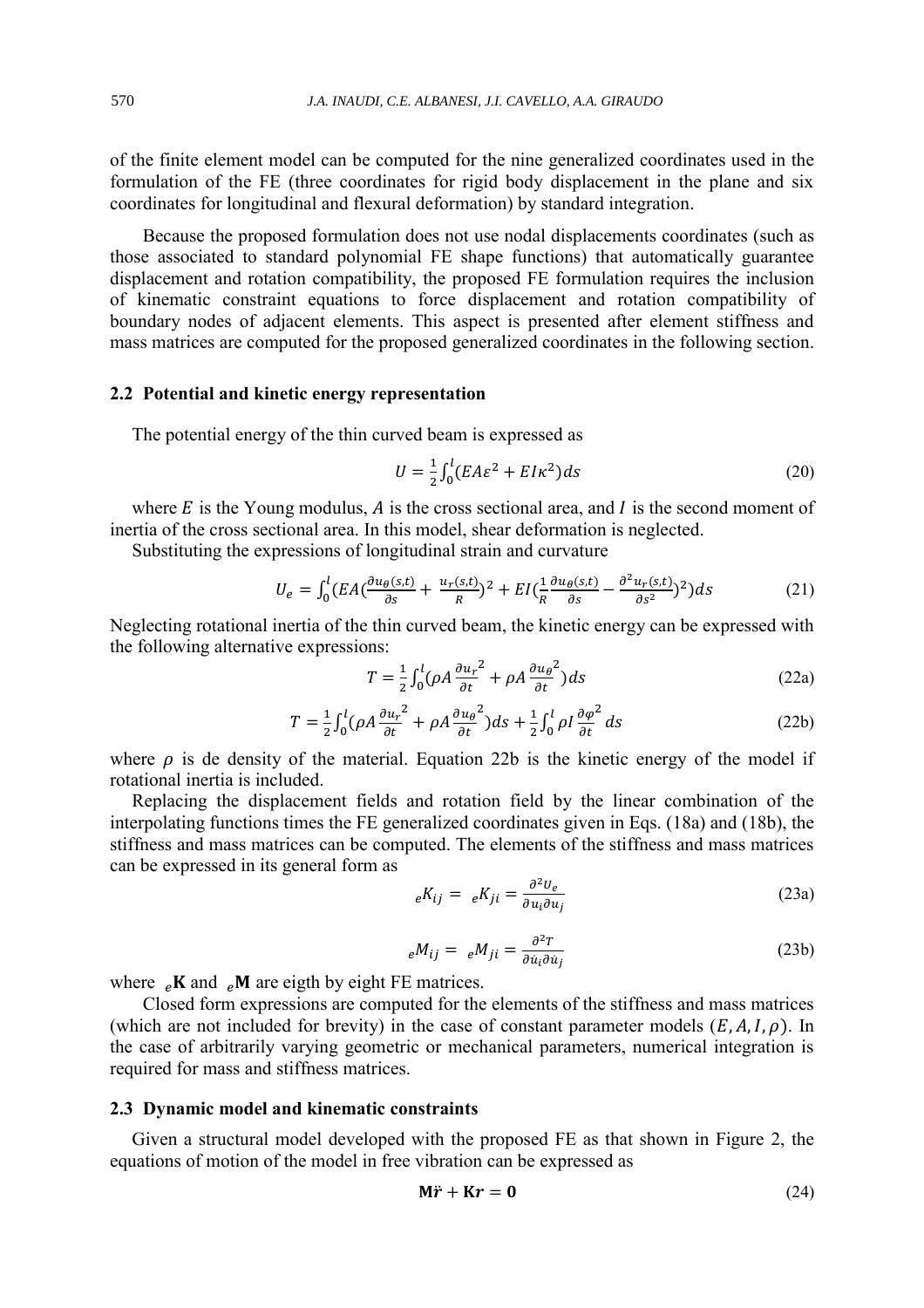of the finite element model can be computed for the nine generalized coordinates used in the formulation of the FE (three coordinates for rigid body displacement in the plane and six coordinates for longitudinal and flexural deformation) by standard integration.

Because the proposed formulation does not use nodal displacements coordinates (such as those associated to standard polynomial FE shape functions) that automatically guarantee displacement and rotation compatibility, the proposed FE formulation requires the inclusion of kinematic constraint equations to force displacement and rotation compatibility of boundary nodes of adjacent elements. This aspect is presented after element stiffness and mass matrices are computed for the proposed generalized coordinates in the following section.

### 2.2 Potential and kinetic energy representation

The potential energy of the thin curved beam is expressed as

$$U = \frac{1}{2}\int_0^l (EA\varepsilon^2 + EI\kappa^2)ds \tag{20}$$

where $E$ is the Young modulus, $A$ is the cross sectional area, and $I$ is the second moment of inertia of the cross sectional area. In this model, shear deformation is neglected.

Substituting the expressions of longitudinal strain and curvature

$$U_e = \int_0^l (EA(\frac{\partial u_\theta(s,t)}{\partial s} + \frac{u_r(s,t)}{R})^2 + EI(\frac{1}{R}\frac{\partial u_\theta(s,t)}{\partial s} - \frac{\partial^2 u_r(s,t)}{\partial s^2})^2)ds \tag{21}$$

Neglecting rotational inertia of the thin curved beam, the kinetic energy can be expressed with the following alternative expressions:

$$T = \frac{1}{2}\int_0^l (\rho A \frac{\partial u_r}{\partial t}^2 + \rho A \frac{\partial u_\theta}{\partial t}^2)ds \tag{22a}$$

$$T = \frac{1}{2}\int_0^l (\rho A \frac{\partial u_r}{\partial t}^2 + \rho A \frac{\partial u_\theta}{\partial t}^2)ds + \frac{1}{2}\int_0^l \rho I \frac{\partial \varphi}{\partial t}^2 ds \tag{22b}$$

where $\rho$ is de density of the material. Equation 22b is the kinetic energy of the model if rotational inertia is included.

Replacing the displacement fields and rotation field by the linear combination of the interpolating functions times the FE generalized coordinates given in Eqs. (18a) and (18b), the stiffness and mass matrices can be computed. The elements of the stiffness and mass matrices can be expressed in its general form as

$${}_eK_{ij} = {}_eK_{ji} = \frac{\partial^2 U_e}{\partial u_i \partial u_j} \tag{23a}$$

$${}_eM_{ij} = {}_eM_{ji} = \frac{\partial^2 T}{\partial \dot{u}_i \partial \dot{u}_j} \tag{23b}$$

where ${}_e\mathbf{K}$ and ${}_e\mathbf{M}$ are eigth by eight FE matrices.

Closed form expressions are computed for the elements of the stiffness and mass matrices (which are not included for brevity) in the case of constant parameter models $(E, A, I, \rho)$. In the case of arbitrarily varying geometric or mechanical parameters, numerical integration is required for mass and stiffness matrices.

### 2.3 Dynamic model and kinematic constraints

Given a structural model developed with the proposed FE as that shown in Figure 2, the equations of motion of the model in free vibration can be expressed as

$$\mathbf{M}\ddot{\boldsymbol{r}} + \mathbf{K}\boldsymbol{r} = \mathbf{0} \tag{24}$$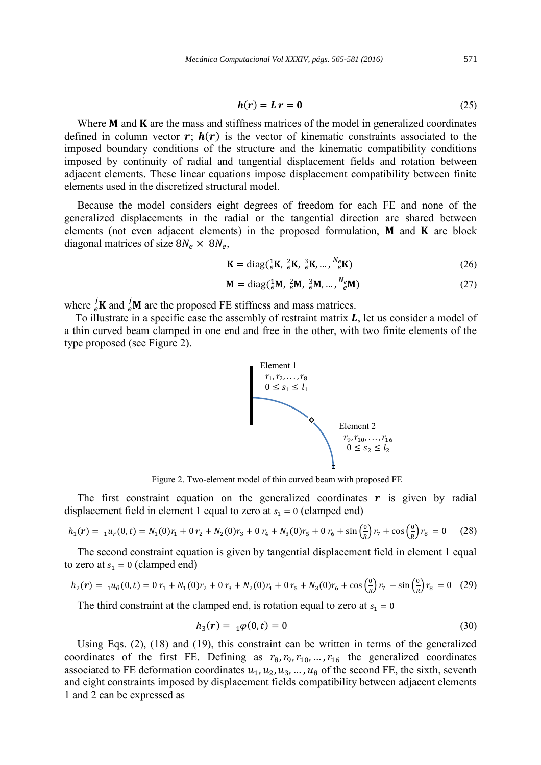$$h(r) = L\,r = 0 \tag{25}$$

Where $\mathbf{M}$ and $\mathbf{K}$ are the mass and stiffness matrices of the model in generalized coordinates defined in column vector $\boldsymbol{r}$; $\boldsymbol{h}(\boldsymbol{r})$ is the vector of kinematic constraints associated to the imposed boundary conditions of the structure and the kinematic compatibility conditions imposed by continuity of radial and tangential displacement fields and rotation between adjacent elements. These linear equations impose displacement compatibility between finite elements used in the discretized structural model.

Because the model considers eight degrees of freedom for each FE and none of the generalized displacements in the radial or the tangential direction are shared between elements (not even adjacent elements) in the proposed formulation, $\mathbf{M}$ and $\mathbf{K}$ are block diagonal matrices of size $8N_e \times 8N_e$,

$$\mathbf{K} = \mathrm{diag}({}_e^1\mathbf{K},\ {}_e^2\mathbf{K},\ {}_e^3\mathbf{K}, \dots,\ {}_e^{N_e}\mathbf{K}) \tag{26}$$

$$\mathbf{M} = \mathrm{diag}({}_e^1\mathbf{M},\ {}_e^2\mathbf{M},\ {}_e^3\mathbf{M}, \dots,\ {}_e^{N_e}\mathbf{M}) \tag{27}$$

where ${}_e^j\mathbf{K}$ and ${}_e^j\mathbf{M}$ are the proposed FE stiffness and mass matrices.

To illustrate in a specific case the assembly of restraint matrix $\boldsymbol{L}$, let us consider a model of a thin curved beam clamped in one end and free in the other, with two finite elements of the type proposed (see Figure 2).

Element 1
$r_1, r_2, \dots, r_8$
$0 \le s_1 \le l_1$

Element 2
$r_9, r_{10}, \dots, r_{16}$
$0 \le s_2 \le l_2$

Figure 2. Two-element model of thin curved beam with proposed FE

The first constraint equation on the generalized coordinates $\boldsymbol{r}$ is given by radial displacement field in element 1 equal to zero at $s_1 = 0$ (clamped end)

$$h_1(\boldsymbol{r}) = \ {}_1u_r(0,t) = N_1(0)r_1 + 0\,r_2 + N_2(0)r_3 + 0\,r_4 + N_3(0)r_5 + 0\,r_6 + \sin\left(\frac{0}{R}\right)r_7 + \cos\left(\frac{0}{R}\right)r_8\ = 0 \tag{28}$$

The second constraint equation is given by tangential displacement field in element 1 equal to zero at $s_1 = 0$ (clamped end)

$$h_2(\boldsymbol{r}) = \ {}_1u_\theta(0,t) = 0\,r_1 + N_1(0)r_2 + 0\,r_3 + N_2(0)r_4 + 0\,r_5 + N_3(0)r_6 + \cos\left(\frac{0}{R}\right)r_7\ - \sin\left(\frac{0}{R}\right)r_8\ = 0 \tag{29}$$

The third constraint at the clamped end, is rotation equal to zero at $s_1 = 0$

$$h_3(\boldsymbol{r}) = \ {}_1\varphi(0,t) = 0 \tag{30}$$

Using Eqs. (2), (18) and (19), this constraint can be written in terms of the generalized coordinates of the first FE. Defining as $r_8, r_9, r_{10}, \dots, r_{16}$ the generalized coordinates associated to FE deformation coordinates $u_1, u_2, u_3, \dots, u_8$ of the second FE, the sixth, seventh and eight constraints imposed by displacement fields compatibility between adjacent elements 1 and 2 can be expressed as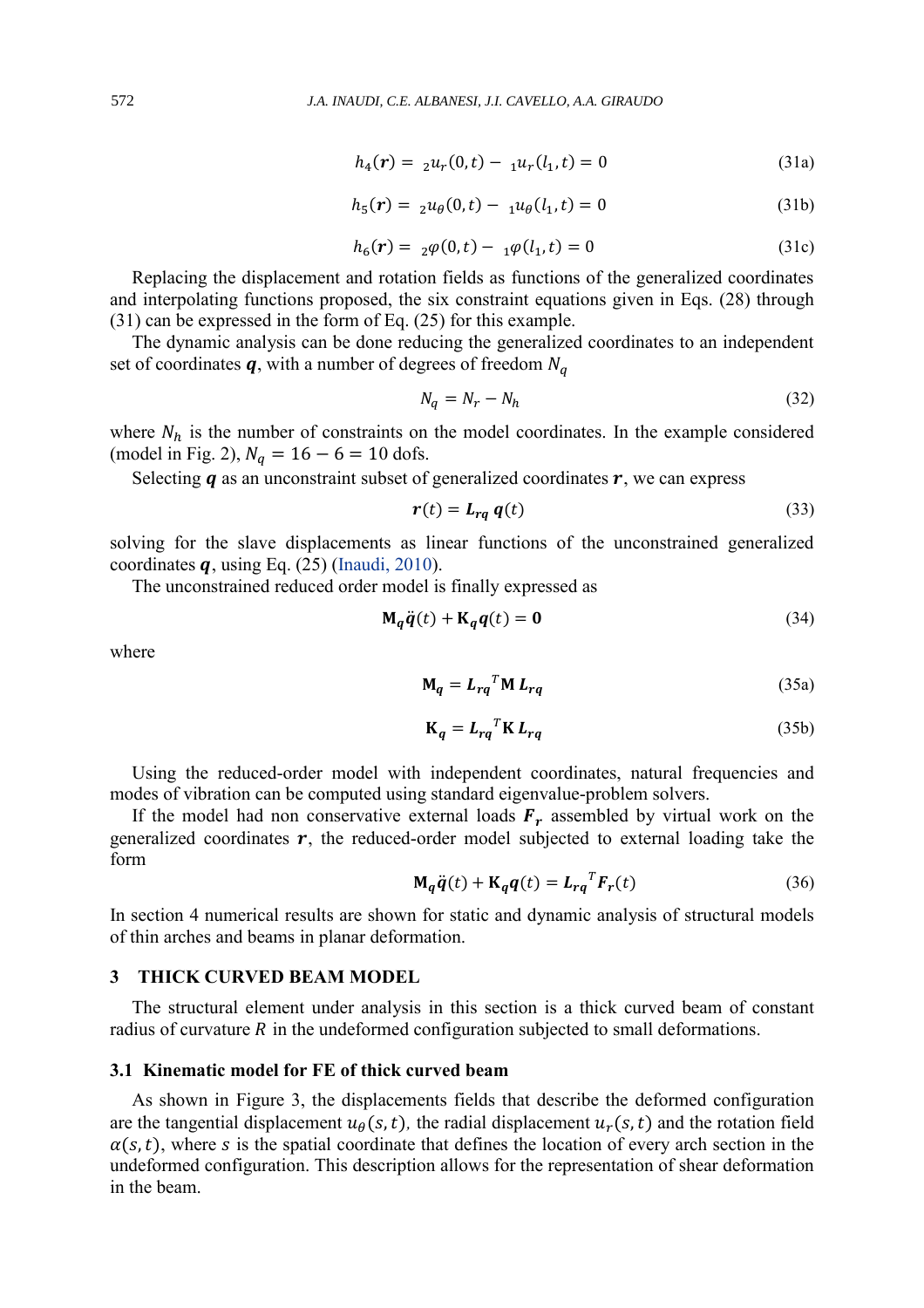$$h_4(\boldsymbol{r}) = \ {}_2u_r(0,t) - \ {}_1u_r(l_1,t) = 0 \tag{31a}$$

$$h_5(\boldsymbol{r}) = \ {}_2u_\theta(0,t) - \ {}_1u_\theta(l_1,t) = 0 \tag{31b}$$

$$h_6(\boldsymbol{r}) = \ {}_2\varphi(0,t) - \ {}_1\varphi(l_1,t) = 0 \tag{31c}$$

Replacing the displacement and rotation fields as functions of the generalized coordinates and interpolating functions proposed, the six constraint equations given in Eqs. (28) through (31) can be expressed in the form of Eq. (25) for this example.

The dynamic analysis can be done reducing the generalized coordinates to an independent set of coordinates $\boldsymbol{q}$, with a number of degrees of freedom $N_q$

$$N_q = N_r - N_h \tag{32}$$

where $N_h$ is the number of constraints on the model coordinates. In the example considered (model in Fig. 2), $N_q = 16 - 6 = 10$ dofs.

Selecting $\boldsymbol{q}$ as an unconstraint subset of generalized coordinates $\boldsymbol{r}$, we can express

$$\boldsymbol{r}(t) = \boldsymbol{L_{rq}}\, \boldsymbol{q}(t) \tag{33}$$

solving for the slave displacements as linear functions of the unconstrained generalized coordinates $\boldsymbol{q}$, using Eq. (25) (Inaudi, 2010).

The unconstrained reduced order model is finally expressed as

$$\mathbf{M}_{\boldsymbol{q}}\ddot{\boldsymbol{q}}(t) + \mathbf{K}_{\boldsymbol{q}}\boldsymbol{q}(t) = \mathbf{0} \tag{34}$$

where

$$\mathbf{M}_{\boldsymbol{q}} = \boldsymbol{L_{rq}}^T \mathbf{M}\, \boldsymbol{L_{rq}} \tag{35a}$$

$$\mathbf{K}_{\boldsymbol{q}} = \boldsymbol{L_{rq}}^T \mathbf{K}\, \boldsymbol{L_{rq}} \tag{35b}$$

Using the reduced-order model with independent coordinates, natural frequencies and modes of vibration can be computed using standard eigenvalue-problem solvers.

If the model had non conservative external loads $\boldsymbol{F_r}$ assembled by virtual work on the generalized coordinates $\boldsymbol{r}$, the reduced-order model subjected to external loading take the form

$$\mathbf{M}_{\boldsymbol{q}}\ddot{\boldsymbol{q}}(t) + \mathbf{K}_{\boldsymbol{q}}\boldsymbol{q}(t) = \boldsymbol{L_{rq}}^T \boldsymbol{F_r}(t) \tag{36}$$

In section 4 numerical results are shown for static and dynamic analysis of structural models of thin arches and beams in planar deformation.

## 3 THICK CURVED BEAM MODEL

The structural element under analysis in this section is a thick curved beam of constant radius of curvature $R$ in the undeformed configuration subjected to small deformations.

### 3.1 Kinematic model for FE of thick curved beam

As shown in Figure 3, the displacements fields that describe the deformed configuration are the tangential displacement $u_\theta(s,t)$, the radial displacement $u_r(s,t)$ and the rotation field $\alpha(s,t)$, where $s$ is the spatial coordinate that defines the location of every arch section in the undeformed configuration. This description allows for the representation of shear deformation in the beam.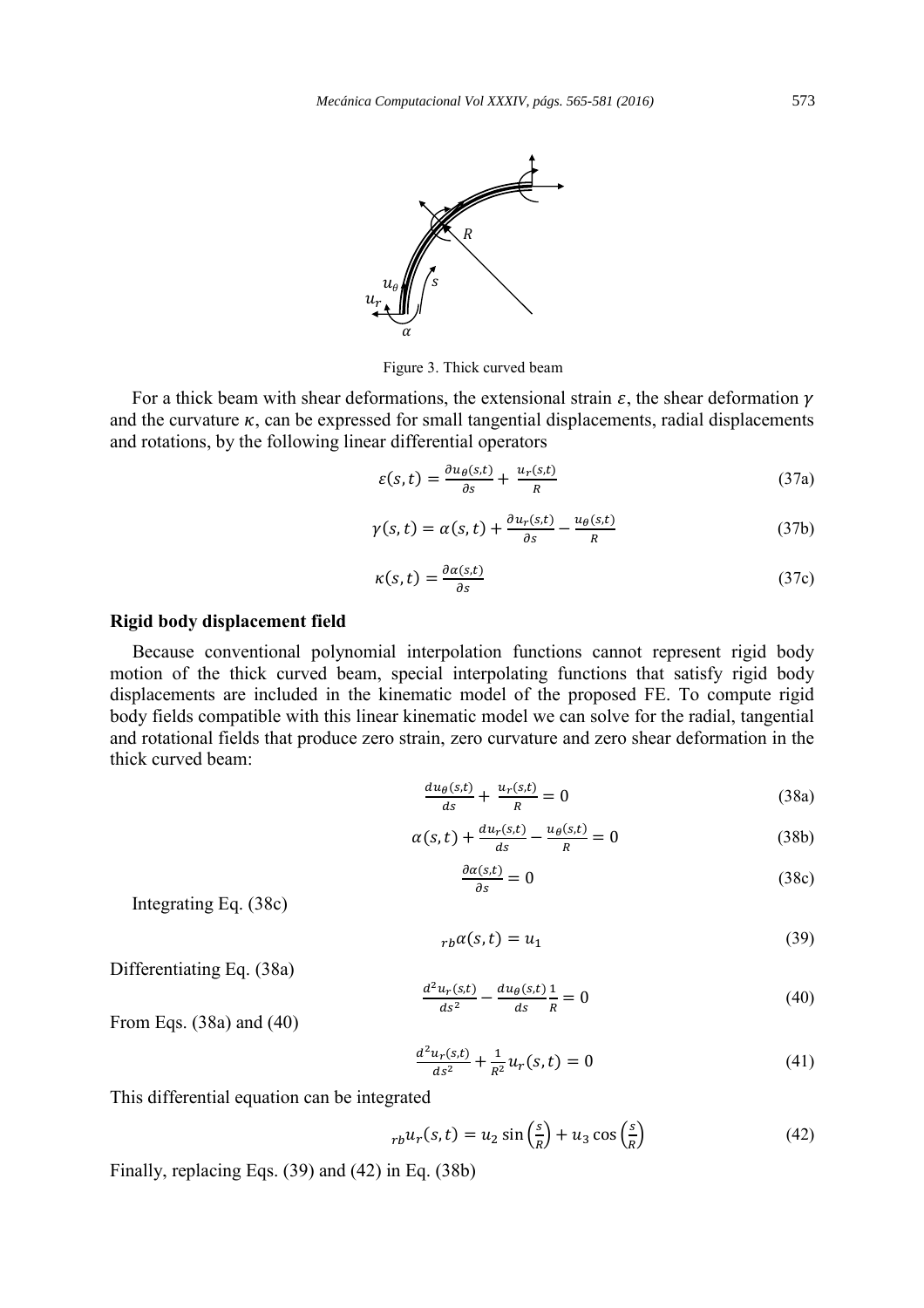Figure 3. Thick curved beam

For a thick beam with shear deformations, the extensional strain $\varepsilon$, the shear deformation $\gamma$ and the curvature $\kappa$, can be expressed for small tangential displacements, radial displacements and rotations, by the following linear differential operators

$$\varepsilon(s,t) = \frac{\partial u_\theta(s,t)}{\partial s} + \frac{u_r(s,t)}{R} \tag{37a}$$

$$\gamma(s,t) = \alpha(s,t) + \frac{\partial u_r(s,t)}{\partial s} - \frac{u_\theta(s,t)}{R} \tag{37b}$$

$$\kappa(s,t) = \frac{\partial \alpha(s,t)}{\partial s} \tag{37c}$$

**Rigid body displacement field**

Because conventional polynomial interpolation functions cannot represent rigid body motion of the thick curved beam, special interpolating functions that satisfy rigid body displacements are included in the kinematic model of the proposed FE. To compute rigid body fields compatible with this linear kinematic model we can solve for the radial, tangential and rotational fields that produce zero strain, zero curvature and zero shear deformation in the thick curved beam:

$$\frac{du_\theta(s,t)}{ds} + \frac{u_r(s,t)}{R} = 0 \tag{38a}$$

$$\alpha(s,t) + \frac{du_r(s,t)}{ds} - \frac{u_\theta(s,t)}{R} = 0 \tag{38b}$$

$$\frac{\partial \alpha(s,t)}{\partial s} = 0 \tag{38c}$$

Integrating Eq. (38c)

$$_{rb}\alpha(s,t) = u_1 \tag{39}$$

Differentiating Eq. (38a)

$$\frac{d^2u_r(s,t)}{ds^2} - \frac{du_\theta(s,t)}{ds}\frac{1}{R} = 0 \tag{40}$$

From Eqs. (38a) and (40)

$$\frac{d^2u_r(s,t)}{ds^2} + \frac{1}{R^2}u_r(s,t) = 0 \tag{41}$$

This differential equation can be integrated

$$_{rb}u_r(s,t) = u_2 \sin\left(\frac{s}{R}\right) + u_3 \cos\left(\frac{s}{R}\right) \tag{42}$$

Finally, replacing Eqs. (39) and (42) in Eq. (38b)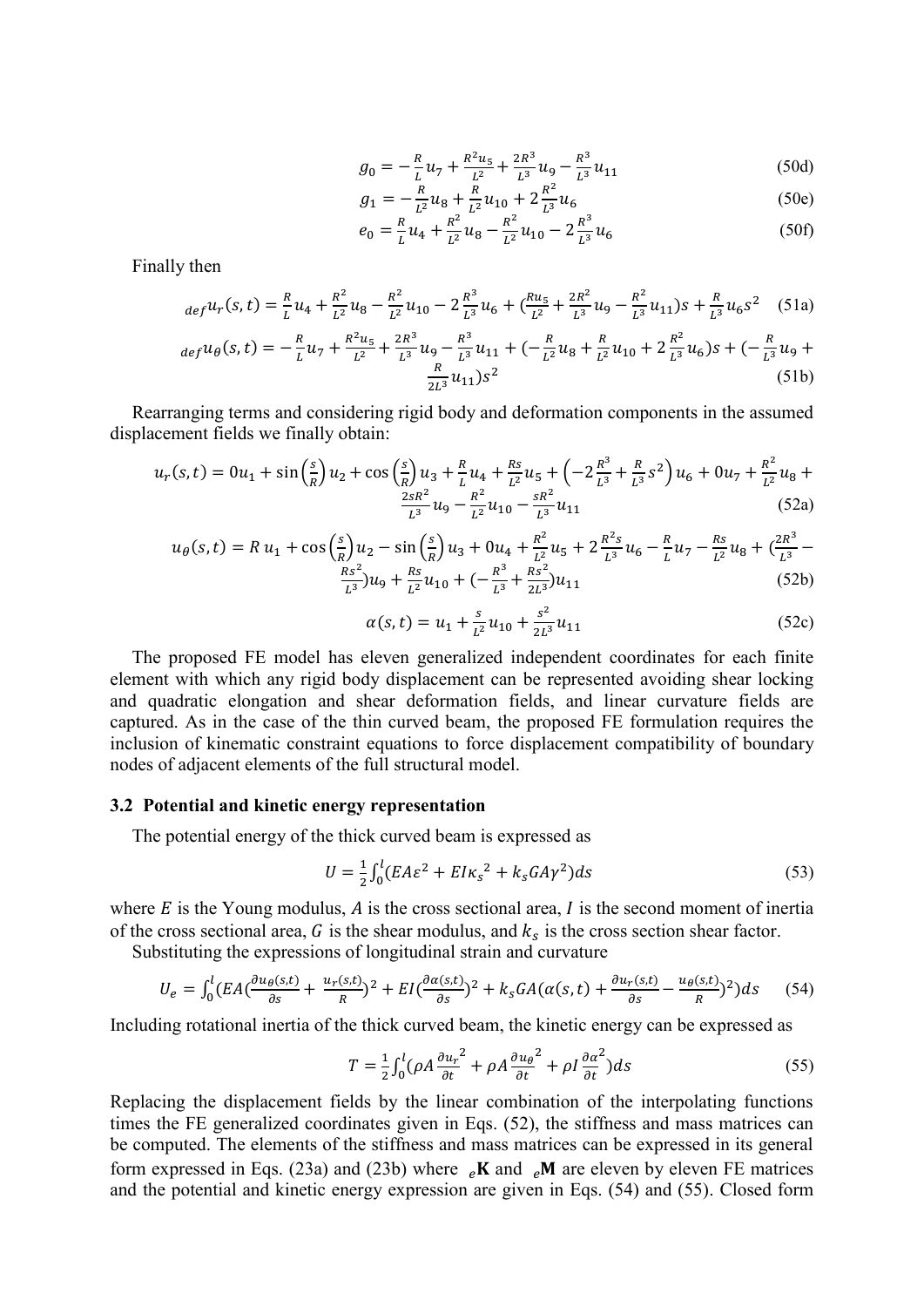$$g_0 = -\frac{R}{L}u_7 + \frac{R^2 u_5}{L^2} + \frac{2R^3}{L^3}u_9 - \frac{R^3}{L^3}u_{11} \tag{50d}$$

$$g_1 = -\frac{R}{L^2}u_8 + \frac{R}{L^2}u_{10} + 2\frac{R^2}{L^3}u_6 \tag{50e}$$

$$e_0 = \frac{R}{L}u_4 + \frac{R^2}{L^2}u_8 - \frac{R^2}{L^2}u_{10} - 2\frac{R^3}{L^3}u_6 \tag{50f}$$

Finally then

$${}_{def}u_r(s,t) = \frac{R}{L}u_4 + \frac{R^2}{L^2}u_8 - \frac{R^2}{L^2}u_{10} - 2\frac{R^3}{L^3}u_6 + \left(\frac{Ru_5}{L^2} + \frac{2R^2}{L^3}u_9 - \frac{R^2}{L^3}u_{11}\right)s + \frac{R}{L^3}u_6 s^2 \tag{51a}$$

$${}_{def}u_\theta(s,t) = -\frac{R}{L}u_7 + \frac{R^2 u_5}{L^2} + \frac{2R^3}{L^3}u_9 - \frac{R^3}{L^3}u_{11} + \left(-\frac{R}{L^2}u_8 + \frac{R}{L^2}u_{10} + 2\frac{R^2}{L^3}u_6\right)s + \left(-\frac{R}{L^3}u_9 + \frac{R}{2L^3}u_{11}\right)s^2 \tag{51b}$$

Rearranging terms and considering rigid body and deformation components in the assumed displacement fields we finally obtain:

$$u_r(s,t) = 0u_1 + \sin\left(\frac{s}{R}\right)u_2 + \cos\left(\frac{s}{R}\right)u_3 + \frac{R}{L}u_4 + \frac{Rs}{L^2}u_5 + \left(-2\frac{R^3}{L^3} + \frac{R}{L^3}s^2\right)u_6 + 0u_7 + \frac{R^2}{L^2}u_8 + \frac{2sR^2}{L^3}u_9 - \frac{R^2}{L^2}u_{10} - \frac{sR^2}{L^3}u_{11} \tag{52a}$$

$$u_\theta(s,t) = R\,u_1 + \cos\left(\frac{s}{R}\right)u_2 - \sin\left(\frac{s}{R}\right)u_3 + 0u_4 + \frac{R^2}{L^2}u_5 + 2\frac{R^2 s}{L^3}u_6 - \frac{R}{L}u_7 - \frac{Rs}{L^2}u_8 + \left(\frac{2R^3}{L^3} - \frac{Rs^2}{L^3}\right)u_9 + \frac{Rs}{L^2}u_{10} + \left(-\frac{R^3}{L^3} + \frac{Rs^2}{2L^3}\right)u_{11} \tag{52b}$$

$$\alpha(s,t) = u_1 + \frac{s}{L^2}u_{10} + \frac{s^2}{2L^3}u_{11} \tag{52c}$$

The proposed FE model has eleven generalized independent coordinates for each finite element with which any rigid body displacement can be represented avoiding shear locking and quadratic elongation and shear deformation fields, and linear curvature fields are captured. As in the case of the thin curved beam, the proposed FE formulation requires the inclusion of kinematic constraint equations to force displacement compatibility of boundary nodes of adjacent elements of the full structural model.

### 3.2 Potential and kinetic energy representation

The potential energy of the thick curved beam is expressed as

$$U = \frac{1}{2}\int_0^l (EA\varepsilon^2 + EI\kappa_s{}^2 + k_s GA\gamma^2)ds \tag{53}$$

where $E$ is the Young modulus, $A$ is the cross sectional area, $I$ is the second moment of inertia of the cross sectional area, $G$ is the shear modulus, and $k_s$ is the cross section shear factor.

Substituting the expressions of longitudinal strain and curvature

$$U_e = \int_0^l \left(EA\left(\frac{\partial u_\theta(s,t)}{\partial s} + \frac{u_r(s,t)}{R}\right)^2 + EI\left(\frac{\partial \alpha(s,t)}{\partial s}\right)^2 + k_s GA\left(\alpha(s,t) + \frac{\partial u_r(s,t)}{\partial s} - \frac{u_\theta(s,t)}{R}\right)^2\right)ds \tag{54}$$

Including rotational inertia of the thick curved beam, the kinetic energy can be expressed as

$$T = \frac{1}{2}\int_0^l \left(\rho A\frac{\partial u_r}{\partial t}^2 + \rho A\frac{\partial u_\theta}{\partial t}^2 + \rho I\frac{\partial \alpha}{\partial t}^2\right)ds \tag{55}$$

Replacing the displacement fields by the linear combination of the interpolating functions times the FE generalized coordinates given in Eqs. (52), the stiffness and mass matrices can be computed. The elements of the stiffness and mass matrices can be expressed in its general form expressed in Eqs. (23a) and (23b) where ${}_e\mathbf{K}$ and ${}_e\mathbf{M}$ are eleven by eleven FE matrices and the potential and kinetic energy expression are given in Eqs. (54) and (55). Closed form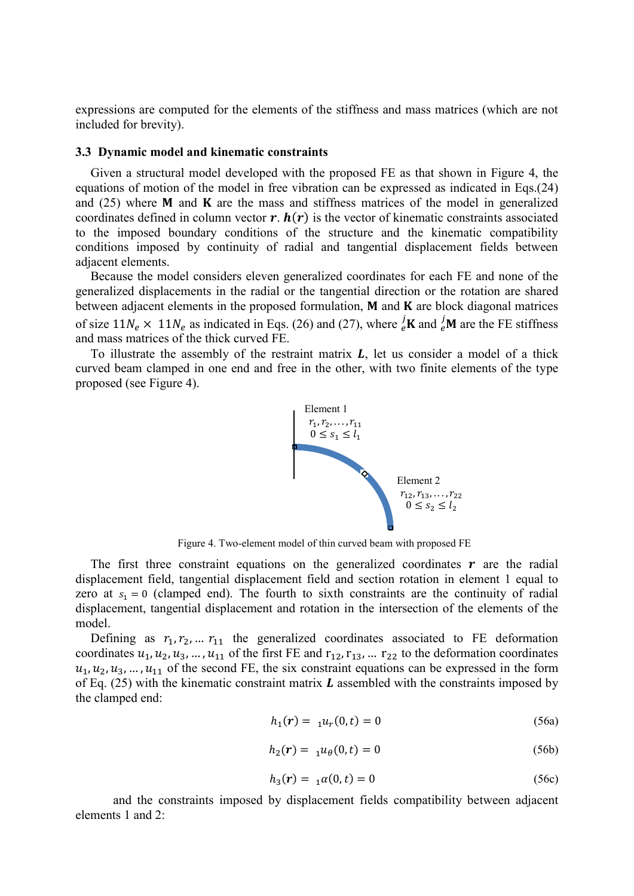expressions are computed for the elements of the stiffness and mass matrices (which are not included for brevity).

### 3.3 Dynamic model and kinematic constraints

Given a structural model developed with the proposed FE as that shown in Figure 4, the equations of motion of the model in free vibration can be expressed as indicated in Eqs.(24) and (25) where $\mathbf{M}$ and $\mathbf{K}$ are the mass and stiffness matrices of the model in generalized coordinates defined in column vector $\boldsymbol{r}$. $\boldsymbol{h}(\boldsymbol{r})$ is the vector of kinematic constraints associated to the imposed boundary conditions of the structure and the kinematic compatibility conditions imposed by continuity of radial and tangential displacement fields between adjacent elements.

Because the model considers eleven generalized coordinates for each FE and none of the generalized displacements in the radial or the tangential direction or the rotation are shared between adjacent elements in the proposed formulation, $\mathbf{M}$ and $\mathbf{K}$ are block diagonal matrices of size $11N_e \times 11N_e$ as indicated in Eqs. (26) and (27), where ${}_{e}^{j}\mathbf{K}$ and ${}_{e}^{j}\mathbf{M}$ are the FE stiffness and mass matrices of the thick curved FE.

To illustrate the assembly of the restraint matrix $\boldsymbol{L}$, let us consider a model of a thick curved beam clamped in one end and free in the other, with two finite elements of the type proposed (see Figure 4).

Element 1 $r_1, r_2, \ldots, r_{11}$ $0 \le s_1 \le l_1$

Element 2 $r_{12}, r_{13}, \ldots, r_{22}$ $0 \le s_2 \le l_2$

Figure 4. Two-element model of thin curved beam with proposed FE

The first three constraint equations on the generalized coordinates $\boldsymbol{r}$ are the radial displacement field, tangential displacement field and section rotation in element 1 equal to zero at $s_1 = 0$ (clamped end). The fourth to sixth constraints are the continuity of radial displacement, tangential displacement and rotation in the intersection of the elements of the model.

Defining as $r_1, r_2, \ldots r_{11}$ the generalized coordinates associated to FE deformation coordinates $u_1, u_2, u_3, \ldots, u_{11}$ of the first FE and $r_{12}, r_{13}, \ldots r_{22}$ to the deformation coordinates $u_1, u_2, u_3, \ldots, u_{11}$ of the second FE, the six constraint equations can be expressed in the form of Eq. (25) with the kinematic constraint matrix $\boldsymbol{L}$ assembled with the constraints imposed by the clamped end:

$$h_1(\boldsymbol{r}) = {}_1u_r(0,t) = 0 \tag{56a}$$

$$h_2(\boldsymbol{r}) = {}_1u_\theta(0,t) = 0 \tag{56b}$$

$$h_3(\boldsymbol{r}) = {}_1\alpha(0,t) = 0 \tag{56c}$$

and the constraints imposed by displacement fields compatibility between adjacent elements 1 and 2: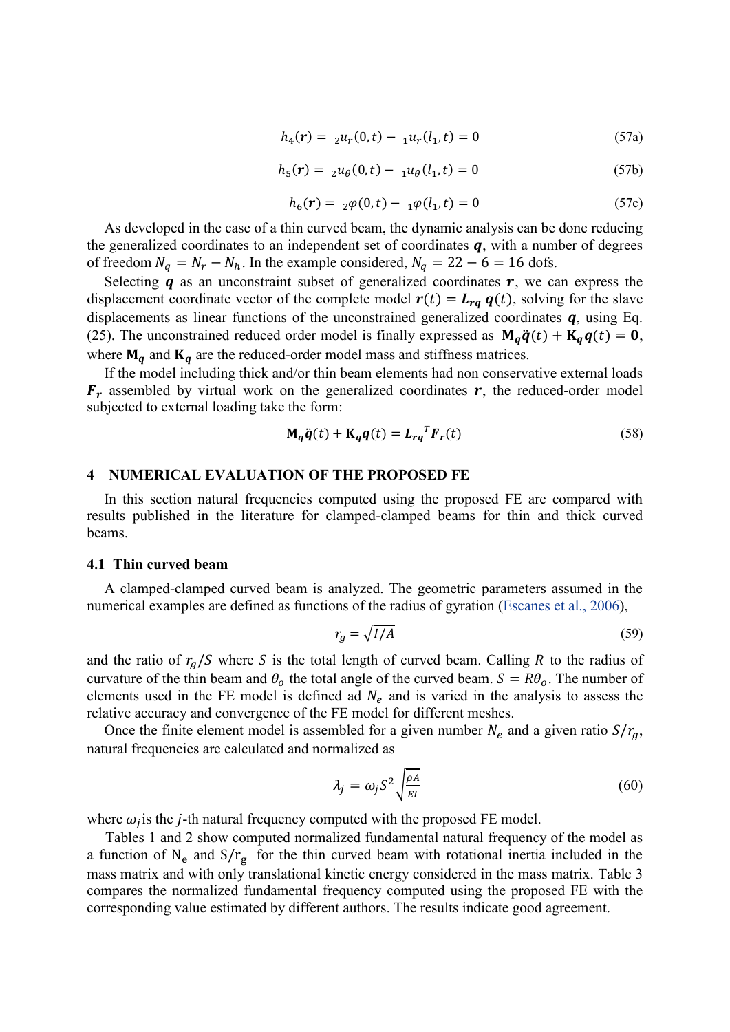$$h_4(\boldsymbol{r}) = \;_2u_r(0,t) - \;_1u_r(l_1,t) = 0 \tag{57a}$$

$$h_5(\boldsymbol{r}) = \;_2u_\theta(0,t) - \;_1u_\theta(l_1,t) = 0 \tag{57b}$$

$$h_6(\boldsymbol{r}) = \;_2\varphi(0,t) - \;_1\varphi(l_1,t) = 0 \tag{57c}$$

As developed in the case of a thin curved beam, the dynamic analysis can be done reducing the generalized coordinates to an independent set of coordinates $\boldsymbol{q}$, with a number of degrees of freedom $N_q = N_r - N_h$. In the example considered, $N_q = 22 - 6 = 16$ dofs.

Selecting $\boldsymbol{q}$ as an unconstraint subset of generalized coordinates $\boldsymbol{r}$, we can express the displacement coordinate vector of the complete model $\boldsymbol{r}(t) = \boldsymbol{L_{rq}}\, \boldsymbol{q}(t)$, solving for the slave displacements as linear functions of the unconstrained generalized coordinates $\boldsymbol{q}$, using Eq. (25). The unconstrained reduced order model is finally expressed as $\mathbf{M}_{\boldsymbol{q}}\ddot{\boldsymbol{q}}(t) + \mathbf{K}_{\boldsymbol{q}}\boldsymbol{q}(t) = \mathbf{0}$, where $\mathbf{M}_{\boldsymbol{q}}$ and $\mathbf{K}_{\boldsymbol{q}}$ are the reduced-order model mass and stiffness matrices.

If the model including thick and/or thin beam elements had non conservative external loads $\boldsymbol{F_r}$ assembled by virtual work on the generalized coordinates $\boldsymbol{r}$, the reduced-order model subjected to external loading take the form:

$$\mathbf{M}_{\boldsymbol{q}}\ddot{\boldsymbol{q}}(t) + \mathbf{K}_{\boldsymbol{q}}\boldsymbol{q}(t) = \boldsymbol{L_{rq}}^T\boldsymbol{F_r}(t) \tag{58}$$

## 4 NUMERICAL EVALUATION OF THE PROPOSED FE

In this section natural frequencies computed using the proposed FE are compared with results published in the literature for clamped-clamped beams for thin and thick curved beams.

### 4.1 Thin curved beam

A clamped-clamped curved beam is analyzed. The geometric parameters assumed in the numerical examples are defined as functions of the radius of gyration (Escanes et al., 2006),

$$r_g = \sqrt{I/A} \tag{59}$$

and the ratio of $r_g/S$ where $S$ is the total length of curved beam. Calling $R$ to the radius of curvature of the thin beam and $\theta_o$ the total angle of the curved beam. $S = R\theta_o$. The number of elements used in the FE model is defined ad $N_e$ and is varied in the analysis to assess the relative accuracy and convergence of the FE model for different meshes.

Once the finite element model is assembled for a given number $N_e$ and a given ratio $S/r_g$, natural frequencies are calculated and normalized as

$$\lambda_j = \omega_j S^2\sqrt{\frac{\rho A}{EI}} \tag{60}$$

where $\omega_j$ is the $j$-th natural frequency computed with the proposed FE model.

Tables 1 and 2 show computed normalized fundamental natural frequency of the model as a function of $\mathrm{N_e}$ and $\mathrm{S/r_g}$ for the thin curved beam with rotational inertia included in the mass matrix and with only translational kinetic energy considered in the mass matrix. Table 3 compares the normalized fundamental frequency computed using the proposed FE with the corresponding value estimated by different authors. The results indicate good agreement.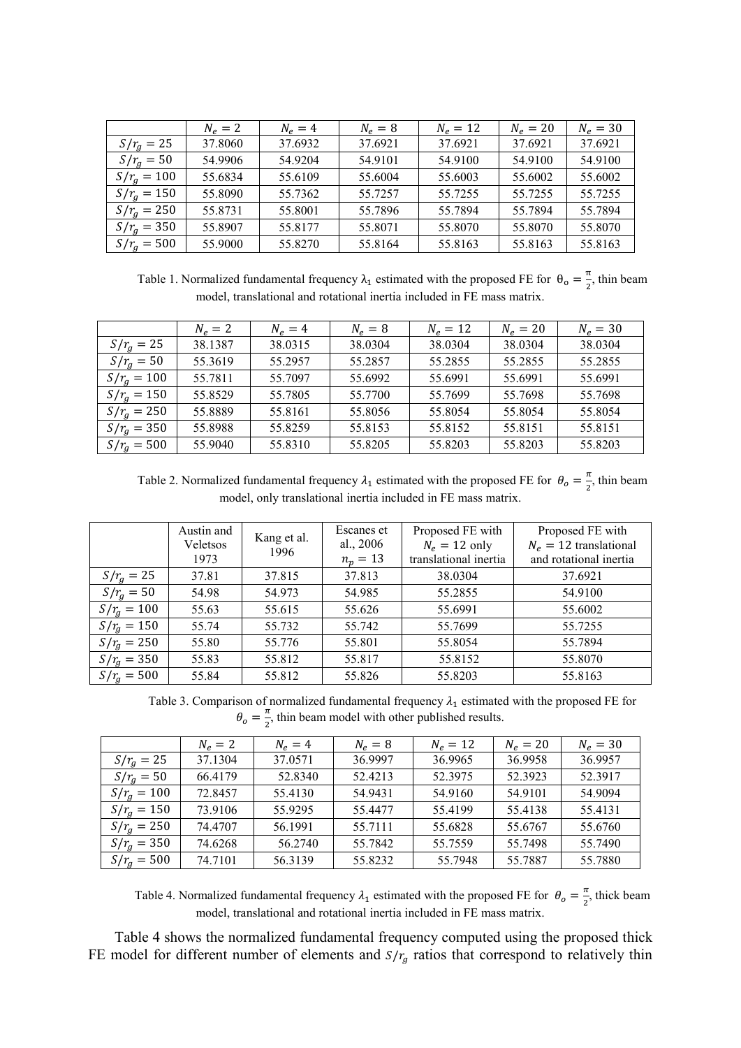|  | $N_e = 2$ | $N_e = 4$ | $N_e = 8$ | $N_e = 12$ | $N_e = 20$ | $N_e = 30$ |
|---|---|---|---|---|---|---|
| $S/r_g = 25$ | 37.8060 | 37.6932 | 37.6921 | 37.6921 | 37.6921 | 37.6921 |
| $S/r_g = 50$ | 54.9906 | 54.9204 | 54.9101 | 54.9100 | 54.9100 | 54.9100 |
| $S/r_g = 100$ | 55.6834 | 55.6109 | 55.6004 | 55.6003 | 55.6002 | 55.6002 |
| $S/r_g = 150$ | 55.8090 | 55.7362 | 55.7257 | 55.7255 | 55.7255 | 55.7255 |
| $S/r_g = 250$ | 55.8731 | 55.8001 | 55.7896 | 55.7894 | 55.7894 | 55.7894 |
| $S/r_g = 350$ | 55.8907 | 55.8177 | 55.8071 | 55.8070 | 55.8070 | 55.8070 |
| $S/r_g = 500$ | 55.9000 | 55.8270 | 55.8164 | 55.8163 | 55.8163 | 55.8163 |

Table 1. Normalized fundamental frequency $\lambda_1$ estimated with the proposed FE for $\theta_o = \frac{\pi}{2}$, thin beam model, translational and rotational inertia included in FE mass matrix.

|  | $N_e = 2$ | $N_e = 4$ | $N_e = 8$ | $N_e = 12$ | $N_e = 20$ | $N_e = 30$ |
|---|---|---|---|---|---|---|
| $S/r_g = 25$ | 38.1387 | 38.0315 | 38.0304 | 38.0304 | 38.0304 | 38.0304 |
| $S/r_g = 50$ | 55.3619 | 55.2957 | 55.2857 | 55.2855 | 55.2855 | 55.2855 |
| $S/r_g = 100$ | 55.7811 | 55.7097 | 55.6992 | 55.6991 | 55.6991 | 55.6991 |
| $S/r_g = 150$ | 55.8529 | 55.7805 | 55.7700 | 55.7699 | 55.7698 | 55.7698 |
| $S/r_g = 250$ | 55.8889 | 55.8161 | 55.8056 | 55.8054 | 55.8054 | 55.8054 |
| $S/r_g = 350$ | 55.8988 | 55.8259 | 55.8153 | 55.8152 | 55.8151 | 55.8151 |
| $S/r_g = 500$ | 55.9040 | 55.8310 | 55.8205 | 55.8203 | 55.8203 | 55.8203 |

Table 2. Normalized fundamental frequency $\lambda_1$ estimated with the proposed FE for $\theta_o = \frac{\pi}{2}$, thin beam model, only translational inertia included in FE mass matrix.

|  | Austin and Veletsos 1973 | Kang et al. 1996 | Escanes et al., 2006 $n_p = 13$ | Proposed FE with $N_e = 12$ only translational inertia | Proposed FE with $N_e = 12$ translational and rotational inertia |
|---|---|---|---|---|---|
| $S/r_g = 25$ | 37.81 | 37.815 | 37.813 | 38.0304 | 37.6921 |
| $S/r_g = 50$ | 54.98 | 54.973 | 54.985 | 55.2855 | 54.9100 |
| $S/r_g = 100$ | 55.63 | 55.615 | 55.626 | 55.6991 | 55.6002 |
| $S/r_g = 150$ | 55.74 | 55.732 | 55.742 | 55.7699 | 55.7255 |
| $S/r_g = 250$ | 55.80 | 55.776 | 55.801 | 55.8054 | 55.7894 |
| $S/r_g = 350$ | 55.83 | 55.812 | 55.817 | 55.8152 | 55.8070 |
| $S/r_g = 500$ | 55.84 | 55.812 | 55.826 | 55.8203 | 55.8163 |

Table 3. Comparison of normalized fundamental frequency $\lambda_1$ estimated with the proposed FE for $\theta_o = \frac{\pi}{2}$, thin beam model with other published results.

|  | $N_e = 2$ | $N_e = 4$ | $N_e = 8$ | $N_e = 12$ | $N_e = 20$ | $N_e = 30$ |
|---|---|---|---|---|---|---|
| $S/r_g = 25$ | 37.1304 | 37.0571 | 36.9997 | 36.9965 | 36.9958 | 36.9957 |
| $S/r_g = 50$ | 66.4179 | 52.8340 | 52.4213 | 52.3975 | 52.3923 | 52.3917 |
| $S/r_g = 100$ | 72.8457 | 55.4130 | 54.9431 | 54.9160 | 54.9101 | 54.9094 |
| $S/r_g = 150$ | 73.9106 | 55.9295 | 55.4477 | 55.4199 | 55.4138 | 55.4131 |
| $S/r_g = 250$ | 74.4707 | 56.1991 | 55.7111 | 55.6828 | 55.6767 | 55.6760 |
| $S/r_g = 350$ | 74.6268 | 56.2740 | 55.7842 | 55.7559 | 55.7498 | 55.7490 |
| $S/r_g = 500$ | 74.7101 | 56.3139 | 55.8232 | 55.7948 | 55.7887 | 55.7880 |

Table 4. Normalized fundamental frequency $\lambda_1$ estimated with the proposed FE for $\theta_o = \frac{\pi}{2}$, thick beam model, translational and rotational inertia included in FE mass matrix.

Table 4 shows the normalized fundamental frequency computed using the proposed thick FE model for different number of elements and $S/r_g$ ratios that correspond to relatively thin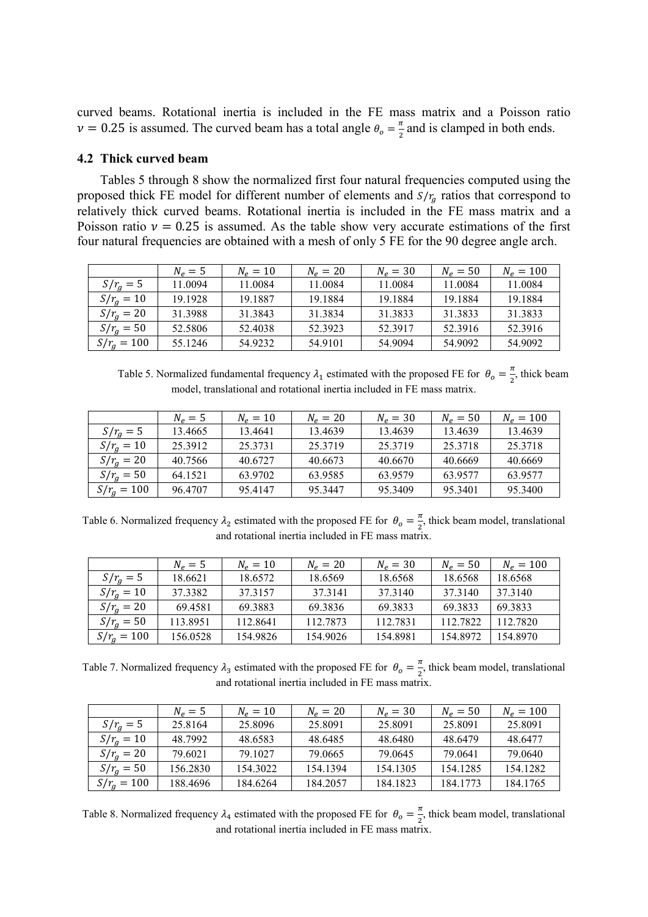curved beams. Rotational inertia is included in the FE mass matrix and a Poisson ratio $\nu = 0.25$ is assumed. The curved beam has a total angle $\theta_o = \frac{\pi}{2}$ and is clamped in both ends.

### 4.2 Thick curved beam

Tables 5 through 8 show the normalized first four natural frequencies computed using the proposed thick FE model for different number of elements and $S/r_g$ ratios that correspond to relatively thick curved beams. Rotational inertia is included in the FE mass matrix and a Poisson ratio $\nu = 0.25$ is assumed. As the table show very accurate estimations of the first four natural frequencies are obtained with a mesh of only 5 FE for the 90 degree angle arch.

| | $N_e = 5$ | $N_e = 10$ | $N_e = 20$ | $N_e = 30$ | $N_e = 50$ | $N_e = 100$ |
|---|---|---|---|---|---|---|
| $S/r_g = 5$ | 11.0094 | 11.0084 | 11.0084 | 11.0084 | 11.0084 | 11.0084 |
| $S/r_g = 10$ | 19.1928 | 19.1887 | 19.1884 | 19.1884 | 19.1884 | 19.1884 |
| $S/r_g = 20$ | 31.3988 | 31.3843 | 31.3834 | 31.3833 | 31.3833 | 31.3833 |
| $S/r_g = 50$ | 52.5806 | 52.4038 | 52.3923 | 52.3917 | 52.3916 | 52.3916 |
| $S/r_g = 100$ | 55.1246 | 54.9232 | 54.9101 | 54.9094 | 54.9092 | 54.9092 |

Table 5. Normalized fundamental frequency $\lambda_1$ estimated with the proposed FE for $\theta_o = \frac{\pi}{2}$, thick beam model, translational and rotational inertia included in FE mass matrix.

| | $N_e = 5$ | $N_e = 10$ | $N_e = 20$ | $N_e = 30$ | $N_e = 50$ | $N_e = 100$ |
|---|---|---|---|---|---|---|
| $S/r_g = 5$ | 13.4665 | 13.4641 | 13.4639 | 13.4639 | 13.4639 | 13.4639 |
| $S/r_g = 10$ | 25.3912 | 25.3731 | 25.3719 | 25.3719 | 25.3718 | 25.3718 |
| $S/r_g = 20$ | 40.7566 | 40.6727 | 40.6673 | 40.6670 | 40.6669 | 40.6669 |
| $S/r_g = 50$ | 64.1521 | 63.9702 | 63.9585 | 63.9579 | 63.9577 | 63.9577 |
| $S/r_g = 100$ | 96.4707 | 95.4147 | 95.3447 | 95.3409 | 95.3401 | 95.3400 |

Table 6. Normalized frequency $\lambda_2$ estimated with the proposed FE for $\theta_o = \frac{\pi}{2}$, thick beam model, translational and rotational inertia included in FE mass matrix.

| | $N_e = 5$ | $N_e = 10$ | $N_e = 20$ | $N_e = 30$ | $N_e = 50$ | $N_e = 100$ |
|---|---|---|---|---|---|---|
| $S/r_g = 5$ | 18.6621 | 18.6572 | 18.6569 | 18.6568 | 18.6568 | 18.6568 |
| $S/r_g = 10$ | 37.3382 | 37.3157 | 37.3141 | 37.3140 | 37.3140 | 37.3140 |
| $S/r_g = 20$ | 69.4581 | 69.3883 | 69.3836 | 69.3833 | 69.3833 | 69.3833 |
| $S/r_g = 50$ | 113.8951 | 112.8641 | 112.7873 | 112.7831 | 112.7822 | 112.7820 |
| $S/r_g = 100$ | 156.0528 | 154.9826 | 154.9026 | 154.8981 | 154.8972 | 154.8970 |

Table 7. Normalized frequency $\lambda_3$ estimated with the proposed FE for $\theta_o = \frac{\pi}{2}$, thick beam model, translational and rotational inertia included in FE mass matrix.

| | $N_e = 5$ | $N_e = 10$ | $N_e = 20$ | $N_e = 30$ | $N_e = 50$ | $N_e = 100$ |
|---|---|---|---|---|---|---|
| $S/r_g = 5$ | 25.8164 | 25.8096 | 25.8091 | 25.8091 | 25.8091 | 25.8091 |
| $S/r_g = 10$ | 48.7992 | 48.6583 | 48.6485 | 48.6480 | 48.6479 | 48.6477 |
| $S/r_g = 20$ | 79.6021 | 79.1027 | 79.0665 | 79.0645 | 79.0641 | 79.0640 |
| $S/r_g = 50$ | 156.2830 | 154.3022 | 154.1394 | 154.1305 | 154.1285 | 154.1282 |
| $S/r_g = 100$ | 188.4696 | 184.6264 | 184.2057 | 184.1823 | 184.1773 | 184.1765 |

Table 8. Normalized frequency $\lambda_4$ estimated with the proposed FE for $\theta_o = \frac{\pi}{2}$, thick beam model, translational and rotational inertia included in FE mass matrix.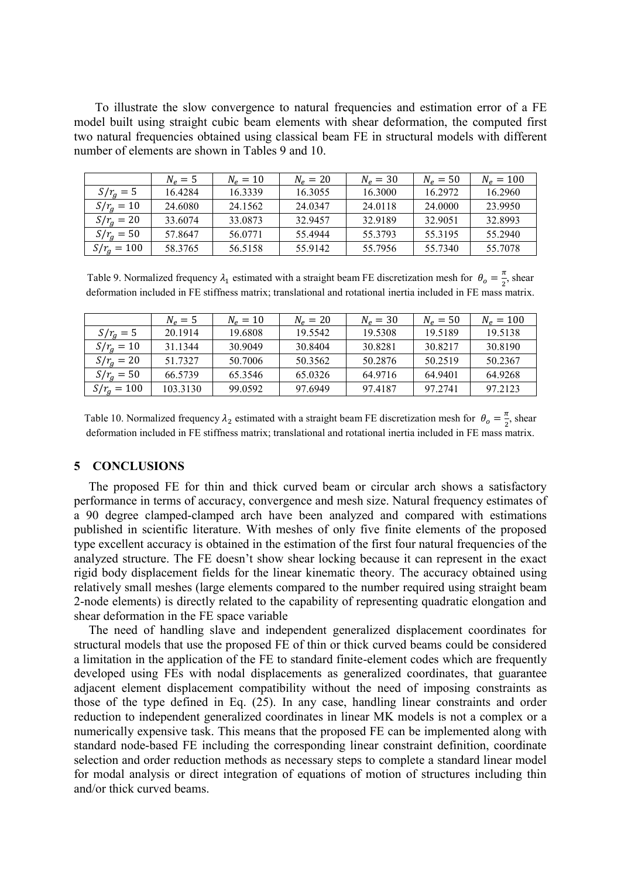To illustrate the slow convergence to natural frequencies and estimation error of a FE model built using straight cubic beam elements with shear deformation, the computed first two natural frequencies obtained using classical beam FE in structural models with different number of elements are shown in Tables 9 and 10.

| | $N_e = 5$ | $N_e = 10$ | $N_e = 20$ | $N_e = 30$ | $N_e = 50$ | $N_e = 100$ |
|---|---|---|---|---|---|---|
| $S/r_g = 5$ | 16.4284 | 16.3339 | 16.3055 | 16.3000 | 16.2972 | 16.2960 |
| $S/r_g = 10$ | 24.6080 | 24.1562 | 24.0347 | 24.0118 | 24.0000 | 23.9950 |
| $S/r_g = 20$ | 33.6074 | 33.0873 | 32.9457 | 32.9189 | 32.9051 | 32.8993 |
| $S/r_g = 50$ | 57.8647 | 56.0771 | 55.4944 | 55.3793 | 55.3195 | 55.2940 |
| $S/r_g = 100$ | 58.3765 | 56.5158 | 55.9142 | 55.7956 | 55.7340 | 55.7078 |

Table 9. Normalized frequency $\lambda_1$ estimated with a straight beam FE discretization mesh for $\theta_o = \frac{\pi}{2}$, shear deformation included in FE stiffness matrix; translational and rotational inertia included in FE mass matrix.

| | $N_e = 5$ | $N_e = 10$ | $N_e = 20$ | $N_e = 30$ | $N_e = 50$ | $N_e = 100$ |
|---|---|---|---|---|---|---|
| $S/r_g = 5$ | 20.1914 | 19.6808 | 19.5542 | 19.5308 | 19.5189 | 19.5138 |
| $S/r_g = 10$ | 31.1344 | 30.9049 | 30.8404 | 30.8281 | 30.8217 | 30.8190 |
| $S/r_g = 20$ | 51.7327 | 50.7006 | 50.3562 | 50.2876 | 50.2519 | 50.2367 |
| $S/r_g = 50$ | 66.5739 | 65.3546 | 65.0326 | 64.9716 | 64.9401 | 64.9268 |
| $S/r_g = 100$ | 103.3130 | 99.0592 | 97.6949 | 97.4187 | 97.2741 | 97.2123 |

Table 10. Normalized frequency $\lambda_2$ estimated with a straight beam FE discretization mesh for $\theta_o = \frac{\pi}{2}$, shear deformation included in FE stiffness matrix; translational and rotational inertia included in FE mass matrix.

## 5 CONCLUSIONS

The proposed FE for thin and thick curved beam or circular arch shows a satisfactory performance in terms of accuracy, convergence and mesh size. Natural frequency estimates of a 90 degree clamped-clamped arch have been analyzed and compared with estimations published in scientific literature. With meshes of only five finite elements of the proposed type excellent accuracy is obtained in the estimation of the first four natural frequencies of the analyzed structure. The FE doesn't show shear locking because it can represent in the exact rigid body displacement fields for the linear kinematic theory. The accuracy obtained using relatively small meshes (large elements compared to the number required using straight beam 2-node elements) is directly related to the capability of representing quadratic elongation and shear deformation in the FE space variable

The need of handling slave and independent generalized displacement coordinates for structural models that use the proposed FE of thin or thick curved beams could be considered a limitation in the application of the FE to standard finite-element codes which are frequently developed using FEs with nodal displacements as generalized coordinates, that guarantee adjacent element displacement compatibility without the need of imposing constraints as those of the type defined in Eq. (25). In any case, handling linear constraints and order reduction to independent generalized coordinates in linear MK models is not a complex or a numerically expensive task. This means that the proposed FE can be implemented along with standard node-based FE including the corresponding linear constraint definition, coordinate selection and order reduction methods as necessary steps to complete a standard linear model for modal analysis or direct integration of equations of motion of structures including thin and/or thick curved beams.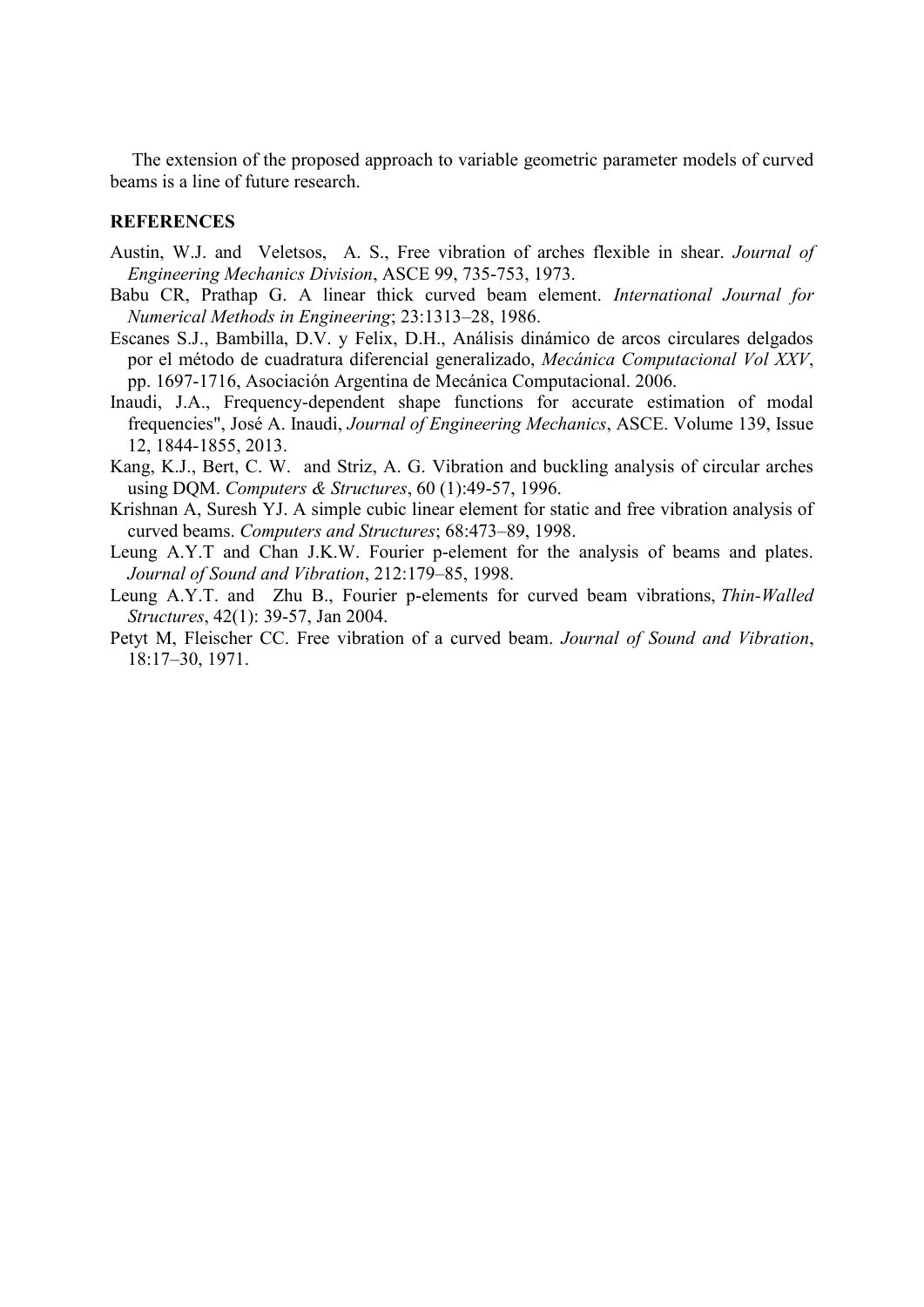The extension of the proposed approach to variable geometric parameter models of curved beams is a line of future research.

## REFERENCES

Austin, W.J. and Veletsos, A. S., Free vibration of arches flexible in shear. *Journal of Engineering Mechanics Division*, ASCE 99, 735-753, 1973.

Babu CR, Prathap G. A linear thick curved beam element. *International Journal for Numerical Methods in Engineering*; 23:1313–28, 1986.

Escanes S.J., Bambilla, D.V. y Felix, D.H., Análisis dinámico de arcos circulares delgados por el método de cuadratura diferencial generalizado, *Mecánica Computacional Vol XXV*, pp. 1697-1716, Asociación Argentina de Mecánica Computacional. 2006.

Inaudi, J.A., Frequency-dependent shape functions for accurate estimation of modal frequencies", José A. Inaudi, *Journal of Engineering Mechanics*, ASCE. Volume 139, Issue 12, 1844-1855, 2013.

Kang, K.J., Bert, C. W. and Striz, A. G. Vibration and buckling analysis of circular arches using DQM. *Computers & Structures*, 60 (1):49-57, 1996.

Krishnan A, Suresh YJ. A simple cubic linear element for static and free vibration analysis of curved beams. *Computers and Structures*; 68:473–89, 1998.

Leung A.Y.T and Chan J.K.W. Fourier p-element for the analysis of beams and plates. *Journal of Sound and Vibration*, 212:179–85, 1998.

Leung A.Y.T. and Zhu B., Fourier p-elements for curved beam vibrations, *Thin-Walled Structures*, 42(1): 39-57, Jan 2004.

Petyt M, Fleischer CC. Free vibration of a curved beam. *Journal of Sound and Vibration*, 18:17–30, 1971.